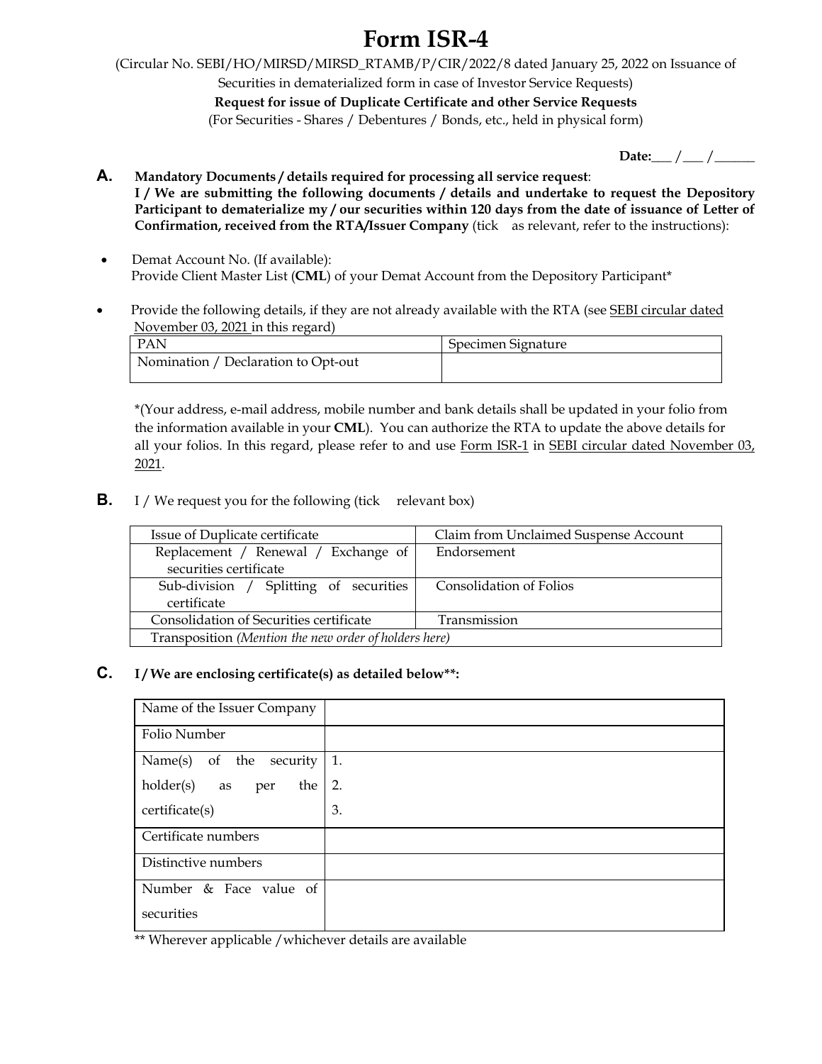# Form ISR-4

(Circular No. SEBI/HO/MIRSD/MIRSD_RTAMB/P/CIR/2022/8 dated January 25, 2022 on Issuance of Securities in dematerialized form in case of Investor Service Requests)

**Request for issue of Duplicate Certificate and other Service Requests**

(For Securities - Shares / Debentures / Bonds, etc., held in physical form)

**Date:**___ /___ /______

**A.** **Mandatory Documents / details required for processing all service request**:
**I / We are submitting the following documents / details and undertake to request the Depository Participant to dematerialize my / our securities within 120 days from the date of issuance of Letter of Confirmation, received from the RTA/Issuer Company** (tick as relevant, refer to the instructions):

- Demat Account No. (If available):
  Provide Client Master List (**CML**) of your Demat Account from the Depository Participant*

- Provide the following details, if they are not already available with the RTA (see SEBI circular dated November 03, 2021 in this regard)

| PAN | Specimen Signature |
| --- | --- |
| Nomination / Declaration to Opt-out | |

*(Your address, e-mail address, mobile number and bank details shall be updated in your folio from the information available in your **CML**). You can authorize the RTA to update the above details for all your folios. In this regard, please refer to and use Form ISR-1 in SEBI circular dated November 03, 2021.

**B.** I / We request you for the following (tick relevant box)

| Issue of Duplicate certificate | Claim from Unclaimed Suspense Account |
| --- | --- |
| Replacement / Renewal / Exchange of securities certificate | Endorsement |
| Sub-division / Splitting of securities certificate | Consolidation of Folios |
| Consolidation of Securities certificate | Transmission |
| Transposition *(Mention the new order of holders here)* | |

**C.** **I / We are enclosing certificate(s) as detailed below\*\*:**

| Name of the Issuer Company | |
| --- | --- |
| Folio Number | |
| Name(s) of the security holder(s) as per the certificate(s) | 1.<br>2.<br>3. |
| Certificate numbers | |
| Distinctive numbers | |
| Number & Face value of securities | |

** Wherever applicable / whichever details are available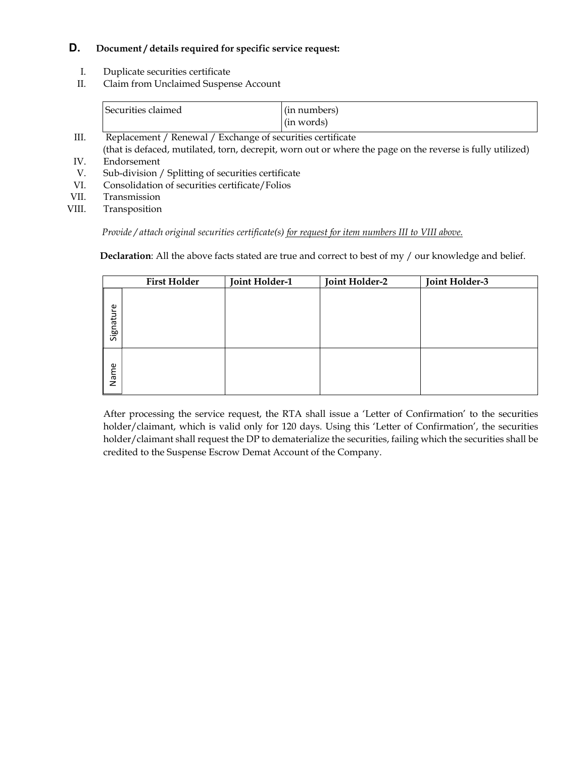## D. Document / details required for specific service request:

I. Duplicate securities certificate

II. Claim from Unclaimed Suspense Account

| | |
|---|---|
| Securities claimed | (in numbers)<br>(in words) |

III. Replacement / Renewal / Exchange of securities certificate
(that is defaced, mutilated, torn, decrepit, worn out or where the page on the reverse is fully utilized)

IV. Endorsement

V. Sub-division / Splitting of securities certificate

VI. Consolidation of securities certificate/Folios

VII. Transmission

VIII. Transposition

*Provide / attach original securities certificate(s) for request for item numbers III to VIII above.*

**Declaration**: All the above facts stated are true and correct to best of my / our knowledge and belief.

| | First Holder | Joint Holder-1 | Joint Holder-2 | Joint Holder-3 |
|---|---|---|---|---|
| Signature | | | | |
| Name | | | | |

After processing the service request, the RTA shall issue a 'Letter of Confirmation' to the securities holder/claimant, which is valid only for 120 days. Using this 'Letter of Confirmation', the securities holder/claimant shall request the DP to dematerialize the securities, failing which the securities shall be credited to the Suspense Escrow Demat Account of the Company.